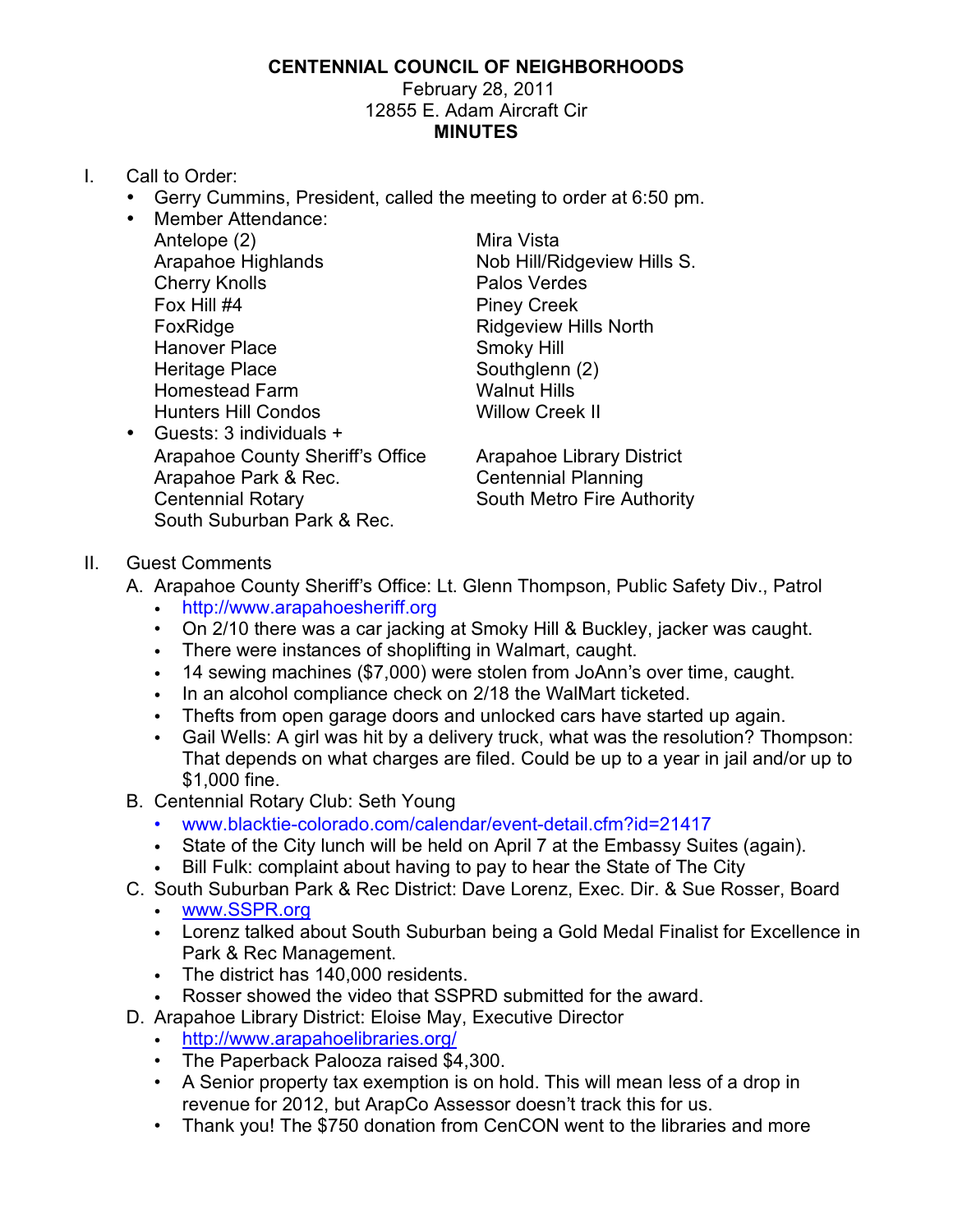# CENTENNIAL COUNCIL OF NEIGHBORHOODS

February 28, 2011
12855 E. Adam Aircraft Cir
**MINUTES**

I. Call to Order:
- Gerry Cummins, President, called the meeting to order at 6:50 pm.
- Member Attendance:
  - Antelope (2)
  - Arapahoe Highlands
  - Cherry Knolls
  - Fox Hill #4
  - FoxRidge
  - Hanover Place
  - Heritage Place
  - Homestead Farm
  - Hunters Hill Condos
  - Mira Vista
  - Nob Hill/Ridgeview Hills S.
  - Palos Verdes
  - Piney Creek
  - Ridgeview Hills North
  - Smoky Hill
  - Southglenn (2)
  - Walnut Hills
  - Willow Creek II
- Guests: 3 individuals +
  - Arapahoe County Sheriff's Office
  - Arapahoe Park & Rec.
  - Centennial Rotary
  - South Suburban Park & Rec.
  - Arapahoe Library District
  - Centennial Planning
  - South Metro Fire Authority

II. Guest Comments

A. Arapahoe County Sheriff's Office: Lt. Glenn Thompson, Public Safety Div., Patrol
- http://www.arapahoesheriff.org
- On 2/10 there was a car jacking at Smoky Hill & Buckley, jacker was caught.
- There were instances of shoplifting in Walmart, caught.
- 14 sewing machines ($7,000) were stolen from JoAnn's over time, caught.
- In an alcohol compliance check on 2/18 the WalMart ticketed.
- Thefts from open garage doors and unlocked cars have started up again.
- Gail Wells: A girl was hit by a delivery truck, what was the resolution? Thompson: That depends on what charges are filed. Could be up to a year in jail and/or up to $1,000 fine.

B. Centennial Rotary Club: Seth Young
- www.blacktie-colorado.com/calendar/event-detail.cfm?id=21417
- State of the City lunch will be held on April 7 at the Embassy Suites (again).
- Bill Fulk: complaint about having to pay to hear the State of The City

C. South Suburban Park & Rec District: Dave Lorenz, Exec. Dir. & Sue Rosser, Board
- www.SSPR.org
- Lorenz talked about South Suburban being a Gold Medal Finalist for Excellence in Park & Rec Management.
- The district has 140,000 residents.
- Rosser showed the video that SSPRD submitted for the award.

D. Arapahoe Library District: Eloise May, Executive Director
- http://www.arapahoelibraries.org/
- The Paperback Palooza raised $4,300.
- A Senior property tax exemption is on hold. This will mean less of a drop in revenue for 2012, but ArapCo Assessor doesn't track this for us.
- Thank you! The $750 donation from CenCON went to the libraries and more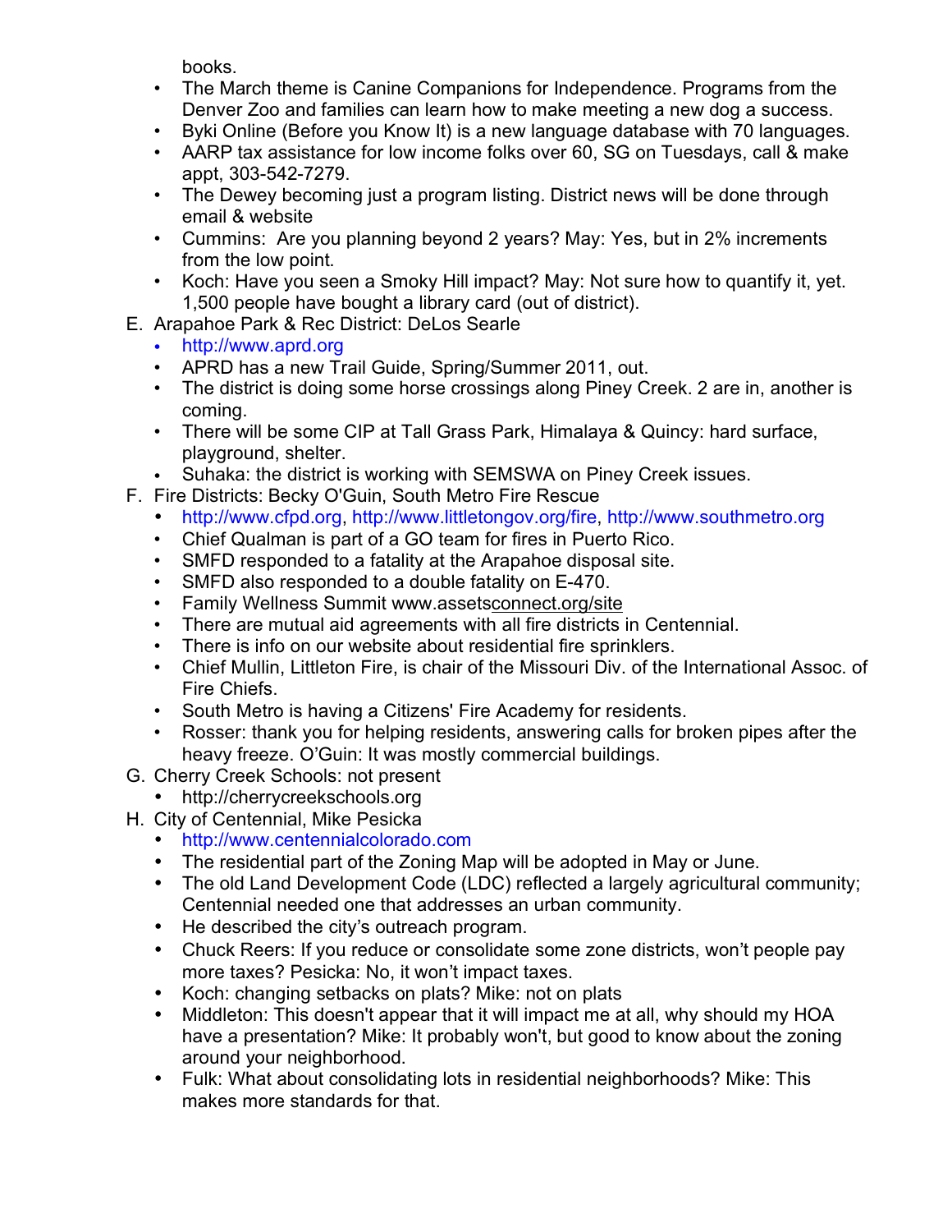books.

- The March theme is Canine Companions for Independence. Programs from the Denver Zoo and families can learn how to make meeting a new dog a success.
- Byki Online (Before you Know It) is a new language database with 70 languages.
- AARP tax assistance for low income folks over 60, SG on Tuesdays, call & make appt, 303-542-7279.
- The Dewey becoming just a program listing. District news will be done through email & website
- Cummins: Are you planning beyond 2 years? May: Yes, but in 2% increments from the low point.
- Koch: Have you seen a Smoky Hill impact? May: Not sure how to quantify it, yet. 1,500 people have bought a library card (out of district).

E. Arapahoe Park & Rec District: DeLos Searle
- http://www.aprd.org
- APRD has a new Trail Guide, Spring/Summer 2011, out.
- The district is doing some horse crossings along Piney Creek. 2 are in, another is coming.
- There will be some CIP at Tall Grass Park, Himalaya & Quincy: hard surface, playground, shelter.
- Suhaka: the district is working with SEMSWA on Piney Creek issues.

F. Fire Districts: Becky O'Guin, South Metro Fire Rescue
- http://www.cfpd.org, http://www.littletongov.org/fire, http://www.southmetro.org
- Chief Qualman is part of a GO team for fires in Puerto Rico.
- SMFD responded to a fatality at the Arapahoe disposal site.
- SMFD also responded to a double fatality on E-470.
- Family Wellness Summit www.assetsconnect.org/site
- There are mutual aid agreements with all fire districts in Centennial.
- There is info on our website about residential fire sprinklers.
- Chief Mullin, Littleton Fire, is chair of the Missouri Div. of the International Assoc. of Fire Chiefs.
- South Metro is having a Citizens' Fire Academy for residents.
- Rosser: thank you for helping residents, answering calls for broken pipes after the heavy freeze. O'Guin: It was mostly commercial buildings.

G. Cherry Creek Schools: not present
- http://cherrycreekschools.org

H. City of Centennial, Mike Pesicka
- http://www.centennialcolorado.com
- The residential part of the Zoning Map will be adopted in May or June.
- The old Land Development Code (LDC) reflected a largely agricultural community; Centennial needed one that addresses an urban community.
- He described the city's outreach program.
- Chuck Reers: If you reduce or consolidate some zone districts, won't people pay more taxes? Pesicka: No, it won't impact taxes.
- Koch: changing setbacks on plats? Mike: not on plats
- Middleton: This doesn't appear that it will impact me at all, why should my HOA have a presentation? Mike: It probably won't, but good to know about the zoning around your neighborhood.
- Fulk: What about consolidating lots in residential neighborhoods? Mike: This makes more standards for that.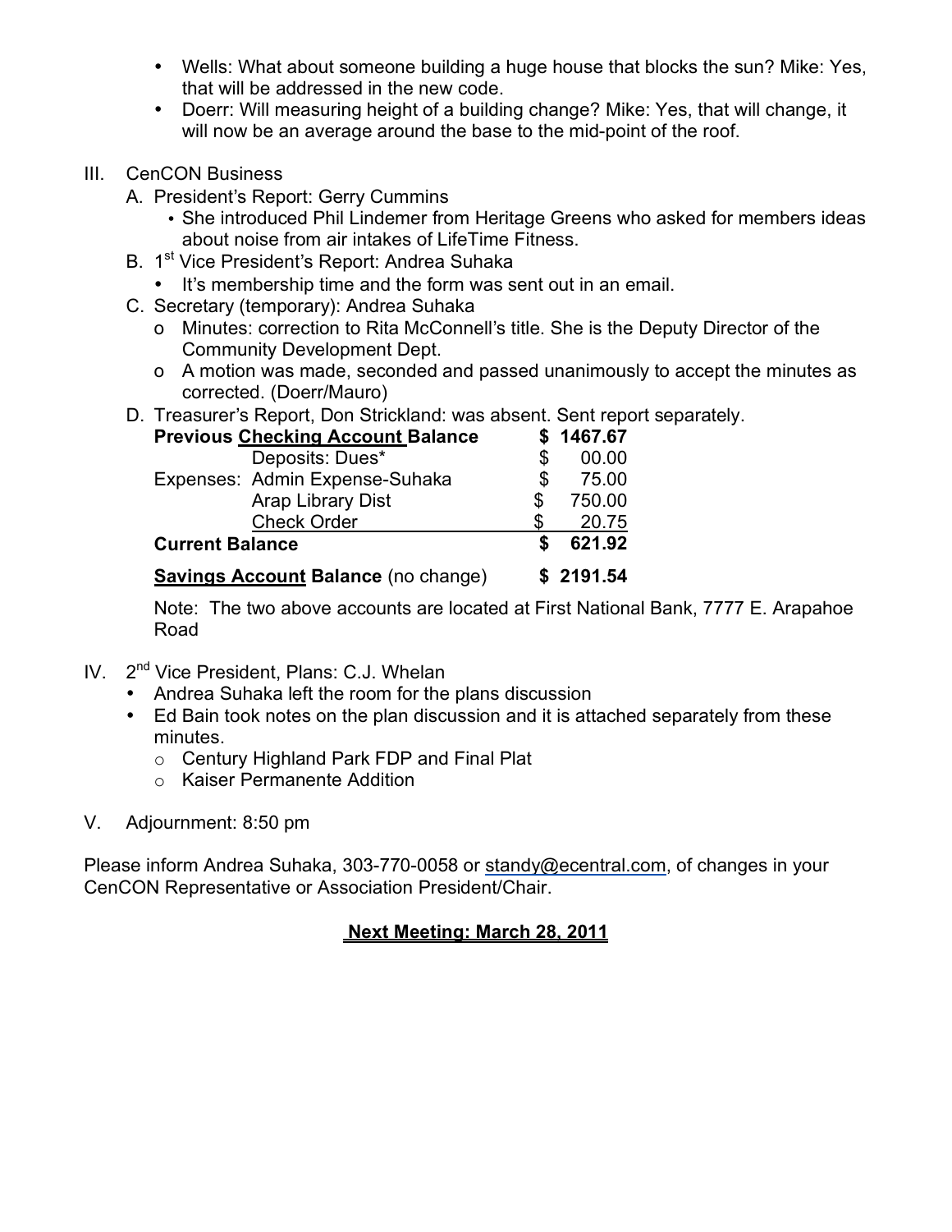- Wells: What about someone building a huge house that blocks the sun? Mike: Yes, that will be addressed in the new code.
- Doerr: Will measuring height of a building change? Mike: Yes, that will change, it will now be an average around the base to the mid-point of the roof.

III. CenCON Business

A. President's Report: Gerry Cummins
   - She introduced Phil Lindemer from Heritage Greens who asked for members ideas about noise from air intakes of LifeTime Fitness.

B. 1st Vice President's Report: Andrea Suhaka
   - It's membership time and the form was sent out in an email.

C. Secretary (temporary): Andrea Suhaka
   - Minutes: correction to Rita McConnell's title. She is the Deputy Director of the Community Development Dept.
   - A motion was made, seconded and passed unanimously to accept the minutes as corrected. (Doerr/Mauro)

D. Treasurer's Report, Don Strickland: was absent. Sent report separately.

| | | |
|---|---|---|
| **Previous Checking Account Balance** | | **$ 1467.67** |
| | Deposits: Dues* | $ 00.00 |
| Expenses: | Admin Expense-Suhaka | $ 75.00 |
| | Arap Library Dist | $ 750.00 |
| | Check Order | $ 20.75 |
| **Current Balance** | | **$ 621.92** |
| **Savings Account Balance** (no change) | | **$ 2191.54** |

Note: The two above accounts are located at First National Bank, 7777 E. Arapahoe Road

IV. 2nd Vice President, Plans: C.J. Whelan
- Andrea Suhaka left the room for the plans discussion
- Ed Bain took notes on the plan discussion and it is attached separately from these minutes.
  - Century Highland Park FDP and Final Plat
  - Kaiser Permanente Addition

V. Adjournment: 8:50 pm

Please inform Andrea Suhaka, 303-770-0058 or standy@ecentral.com, of changes in your CenCON Representative or Association President/Chair.

**Next Meeting: March 28, 2011**